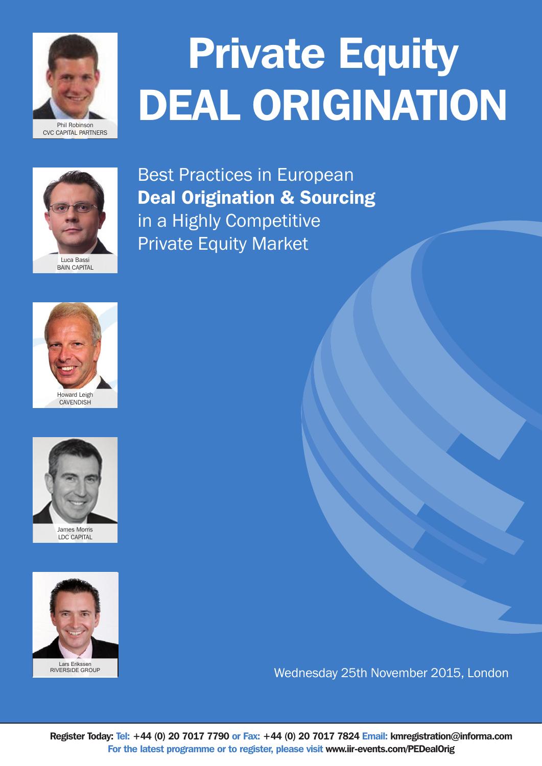# Private Equity DEAL ORIGINATION

Best Practices in European **Deal Origination & Sourcing** in a Highly Competitive Private Equity Market

Phil Robinson
CVC CAPITAL PARTNERS

Luca Bassi
BAIN CAPITAL

Howard Leigh
CAVENDISH

James Morris
LDC CAPITAL

Lars Erikssen
RIVERSIDE GROUP

Wednesday 25th November 2015, London

**Register Today:** Tel: **+44 (0) 20 7017 7790** or Fax: **+44 (0) 20 7017 7824** Email: **kmregistration@informa.com**
For the latest programme or to register, please visit **www.iir-events.com/PEDealOrig**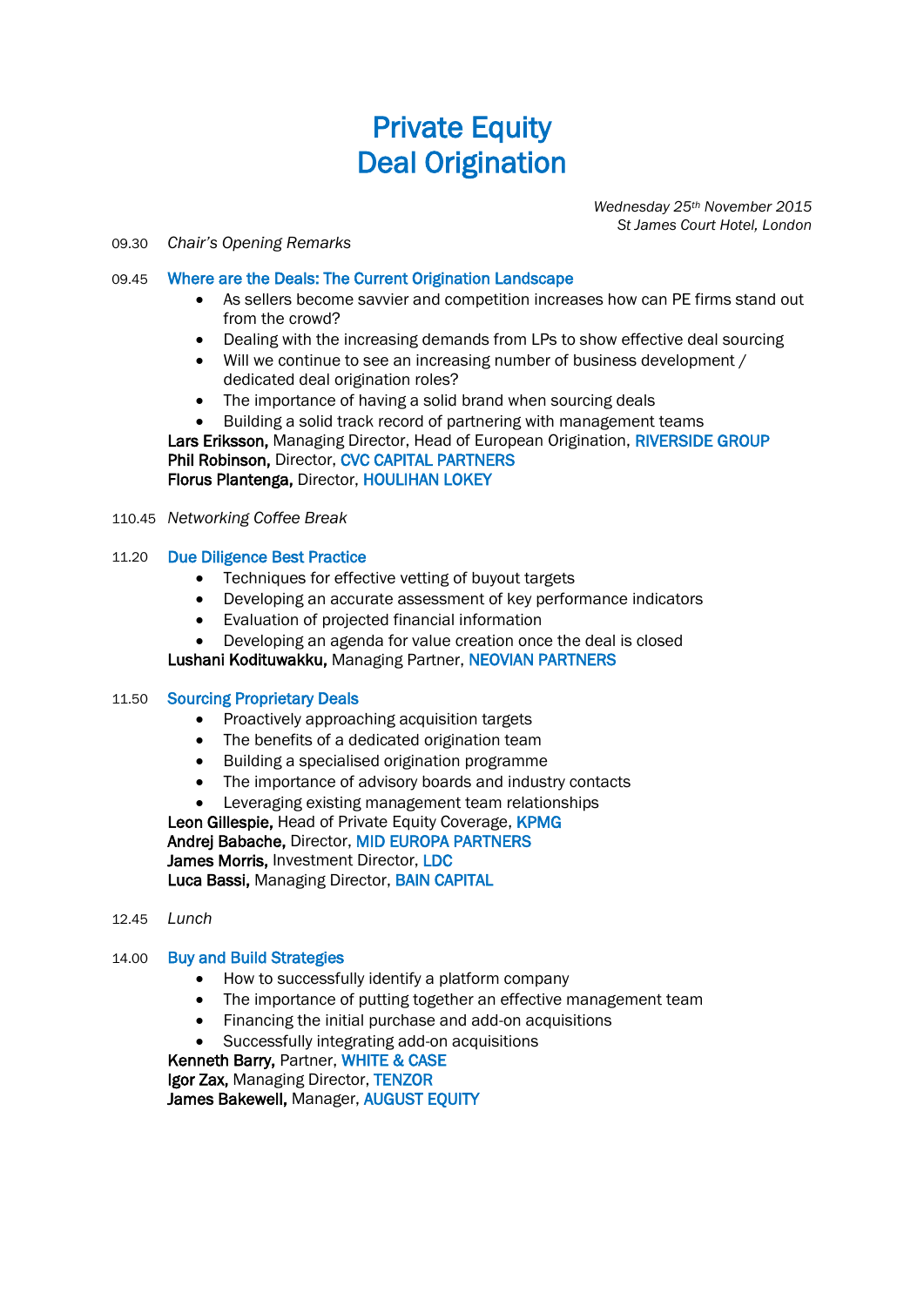# Private Equity Deal Origination

*Wednesday 25th November 2015*
*St James Court Hotel, London*

09.30 *Chair's Opening Remarks*

09.45 **Where are the Deals: The Current Origination Landscape**

- As sellers become savvier and competition increases how can PE firms stand out from the crowd?
- Dealing with the increasing demands from LPs to show effective deal sourcing
- Will we continue to see an increasing number of business development / dedicated deal origination roles?
- The importance of having a solid brand when sourcing deals
- Building a solid track record of partnering with management teams

**Lars Eriksson,** Managing Director, Head of European Origination, RIVERSIDE GROUP
**Phil Robinson,** Director, CVC CAPITAL PARTNERS
**Florus Plantenga,** Director, HOULIHAN LOKEY

110.45 *Networking Coffee Break*

11.20 **Due Diligence Best Practice**

- Techniques for effective vetting of buyout targets
- Developing an accurate assessment of key performance indicators
- Evaluation of projected financial information
- Developing an agenda for value creation once the deal is closed

**Lushani Kodituwakku,** Managing Partner, NEOVIAN PARTNERS

11.50 **Sourcing Proprietary Deals**

- Proactively approaching acquisition targets
- The benefits of a dedicated origination team
- Building a specialised origination programme
- The importance of advisory boards and industry contacts
- Leveraging existing management team relationships

**Leon Gillespie,** Head of Private Equity Coverage, KPMG
**Andrej Babache,** Director, MID EUROPA PARTNERS
**James Morris,** Investment Director, LDC
**Luca Bassi,** Managing Director, BAIN CAPITAL

12.45 *Lunch*

14.00 **Buy and Build Strategies**

- How to successfully identify a platform company
- The importance of putting together an effective management team
- Financing the initial purchase and add-on acquisitions
- Successfully integrating add-on acquisitions

**Kenneth Barry,** Partner, WHITE & CASE
**Igor Zax,** Managing Director, TENZOR
**James Bakewell,** Manager, AUGUST EQUITY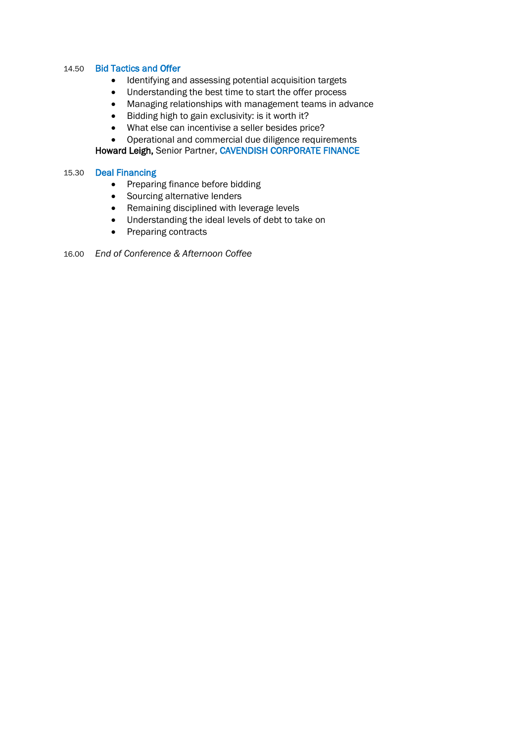14.50 **Bid Tactics and Offer**

- Identifying and assessing potential acquisition targets
- Understanding the best time to start the offer process
- Managing relationships with management teams in advance
- Bidding high to gain exclusivity: is it worth it?
- What else can incentivise a seller besides price?
- Operational and commercial due diligence requirements

**Howard Leigh,** Senior Partner, **CAVENDISH CORPORATE FINANCE**

15.30 **Deal Financing**

- Preparing finance before bidding
- Sourcing alternative lenders
- Remaining disciplined with leverage levels
- Understanding the ideal levels of debt to take on
- Preparing contracts

16.00 *End of Conference & Afternoon Coffee*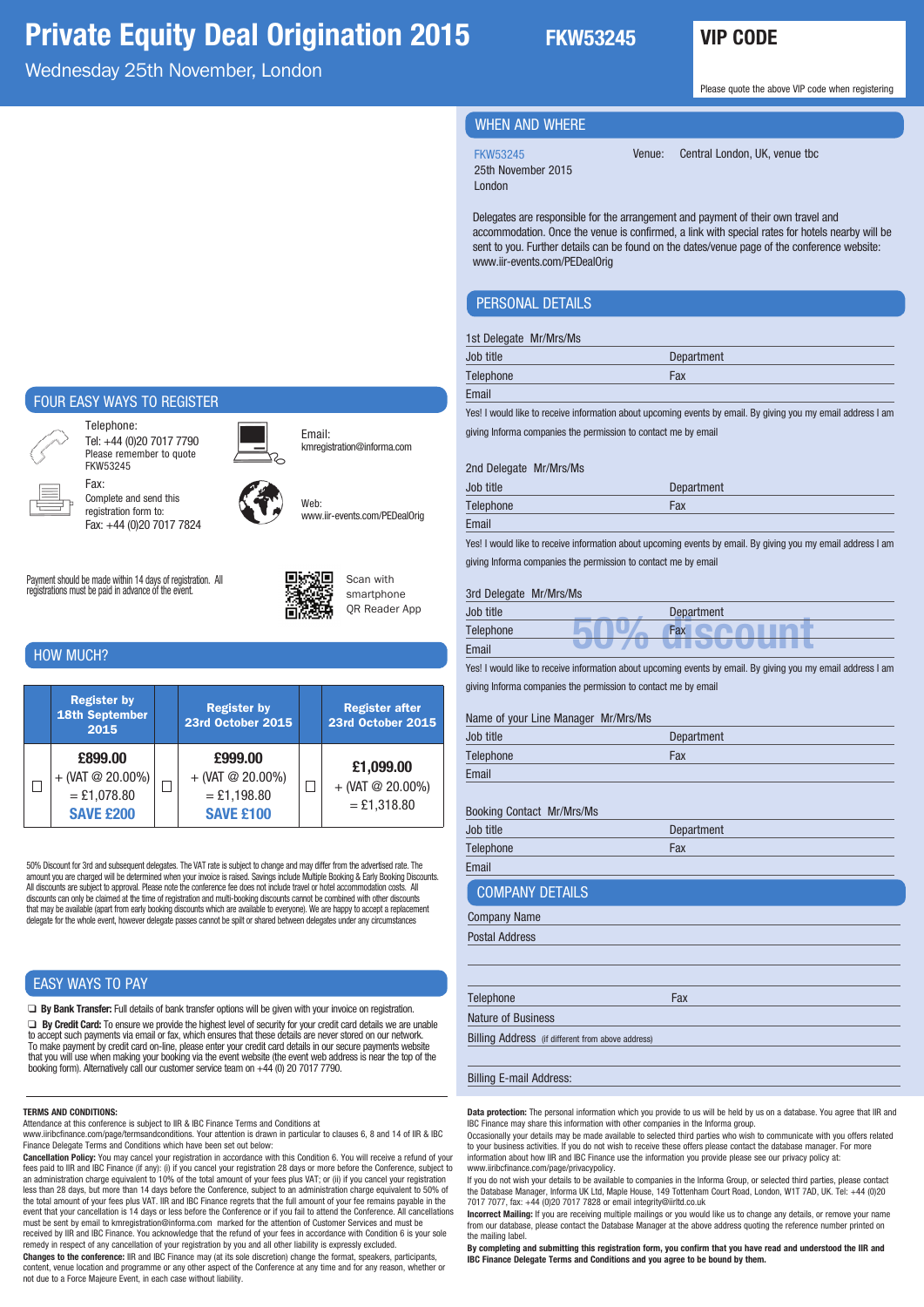# Private Equity Deal Origination 2015

Wednesday 25th November, London

**FKW53245**

**VIP CODE**

Please quote the above VIP code when registering

## FOUR EASY WAYS TO REGISTER

Telephone:
Tel: +44 (0)20 7017 7790
Please remember to quote FKW53245

Email:
kmregistration@informa.com

Fax:
Complete and send this registration form to:
Fax: +44 (0)20 7017 7824

Web:
www.iir-events.com/PEDealOrig

Payment should be made within 14 days of registration. All registrations must be paid in advance of the event.

Scan with smartphone QR Reader App

## HOW MUCH?

| | Register by 18th September 2015 | | Register by 23rd October 2015 | | Register after 23rd October 2015 |
|---|---|---|---|---|---|
| ☐ | **£899.00** + (VAT @ 20.00%) = £1,078.80 **SAVE £200** | ☐ | **£999.00** + (VAT @ 20.00%) = £1,198.80 **SAVE £100** | ☐ | **£1,099.00** + (VAT @ 20.00%) = £1,318.80 |

50% Discount for 3rd and subsequent delegates. The VAT rate is subject to change and may differ from the advertised rate. The amount you are charged will be determined when your invoice is raised. Savings include Multiple Booking & Early Booking Discounts. All discounts are subject to approval. Please note the conference fee does not include travel or hotel accommodation costs. All discounts can only be claimed at the time of registration and multi-booking discounts cannot be combined with other discounts that may be available (apart from early booking discounts which are available to everyone). We are happy to accept a replacement delegate for the whole event, however delegate passes cannot be split or shared between delegates under any circumstances

## EASY WAYS TO PAY

❑ **By Bank Transfer:** Full details of bank transfer options will be given with your invoice on registration.

❑ **By Credit Card:** To ensure we provide the highest level of security for your credit card details we are unable to accept such payments via email or fax, which ensures that these details are never stored on our network. To make payment by credit card on-line, please enter your credit card details in our secure payments website that you will use when making your booking via the event website (the event web address is near the top of the booking form). Alternatively call our customer service team on +44 (0) 20 7017 7790.

## WHEN AND WHERE

FKW53245
25th November 2015
London

Venue: Central London, UK, venue tbc

Delegates are responsible for the arrangement and payment of their own travel and accommodation. Once the venue is confirmed, a link with special rates for hotels nearby will be sent to you. Further details can be found on the dates/venue page of the conference website: www.iir-events.com/PEDealOrig

## PERSONAL DETAILS

1st Delegate Mr/Mrs/Ms
Job title | Department
Telephone | Fax
Email
Yes! I would like to receive information about upcoming events by email. By giving you my email address I am giving Informa companies the permission to contact me by email

2nd Delegate Mr/Mrs/Ms
Job title | Department
Telephone | Fax
Email
Yes! I would like to receive information about upcoming events by email. By giving you my email address I am giving Informa companies the permission to contact me by email

3rd Delegate Mr/Mrs/Ms **50% discount**
Job title | Department
Telephone | Fax
Email
Yes! I would like to receive information about upcoming events by email. By giving you my email address I am giving Informa companies the permission to contact me by email

Name of your Line Manager Mr/Mrs/Ms
Job title | Department
Telephone | Fax
Email

Booking Contact Mr/Mrs/Ms
Job title | Department
Telephone | Fax
Email

## COMPANY DETAILS

Company Name
Postal Address

Telephone | Fax
Nature of Business
Billing Address (if different from above address)

Billing E-mail Address:

**TERMS AND CONDITIONS:**
Attendance at this conference is subject to IIR & IBC Finance Terms and Conditions at www.iiribcfinance.com/page/termsandconditions. Your attention is drawn in particular to clauses 6, 8 and 14 of IIR & IBC Finance Delegate Terms and Conditions which have been set out below:

**Cancellation Policy:** You may cancel your registration in accordance with this Condition 6. You will receive a refund of your fees paid to IIR and IBC Finance (if any): (i) if you cancel your registration 28 days or more before the Conference, subject to an administration charge equivalent to 10% of the total amount of your fees plus VAT; or (ii) if you cancel your registration less than 28 days, but more than 14 days before the Conference, subject to an administration charge equivalent to 50% of the total amount of your fees plus VAT. IIR and IBC Finance regrets that the full amount of your fee remains payable in the event that your cancellation is 14 days or less before the Conference or if you fail to attend the Conference. All cancellations must be sent by email to kmregistration@informa.com marked for the attention of Customer Services and must be received by IIR and IBC Finance. You acknowledge that the refund of your fees in accordance with Condition 6 is your sole remedy in respect of any cancellation of your registration by you and all other liability is expressly excluded.

**Changes to the conference:** IIR and IBC Finance may (at its sole discretion) change the format, speakers, participants, content, venue location and programme or any other aspect of the Conference at any time and for any reason, whether or not due to a Force Majeure Event, in each case without liability.

**Data protection:** The personal information which you provide to us will be held by us on a database. You agree that IIR and IBC Finance may share this information with other companies in the Informa group.
Occasionally your details may be made available to selected third parties who wish to communicate with you offers related to your business activities. If you do not wish to receive these offers please contact the database manager. For more information about how IIR and IBC Finance use the information you provide please see our privacy policy at: www.iiribcfinance.com/page/privacypolicy.
If you do not wish your details to be available to companies in the Informa Group, or selected third parties, please contact the Database Manager, Informa UK Ltd, Maple House, 149 Tottenham Court Road, London, W1T 7AD, UK. Tel: +44 (0)20 7017 7077, fax: +44 (0)20 7017 7828 or email integrity@iirltd.co.uk

**Incorrect Mailing:** If you are receiving multiple mailings or you would like us to change any details, or remove your name from our database, please contact the Database Manager at the above address quoting the reference number printed on the mailing label.

**By completing and submitting this registration form, you confirm that you have read and understood the IIR and IBC Finance Delegate Terms and Conditions and you agree to be bound by them.**